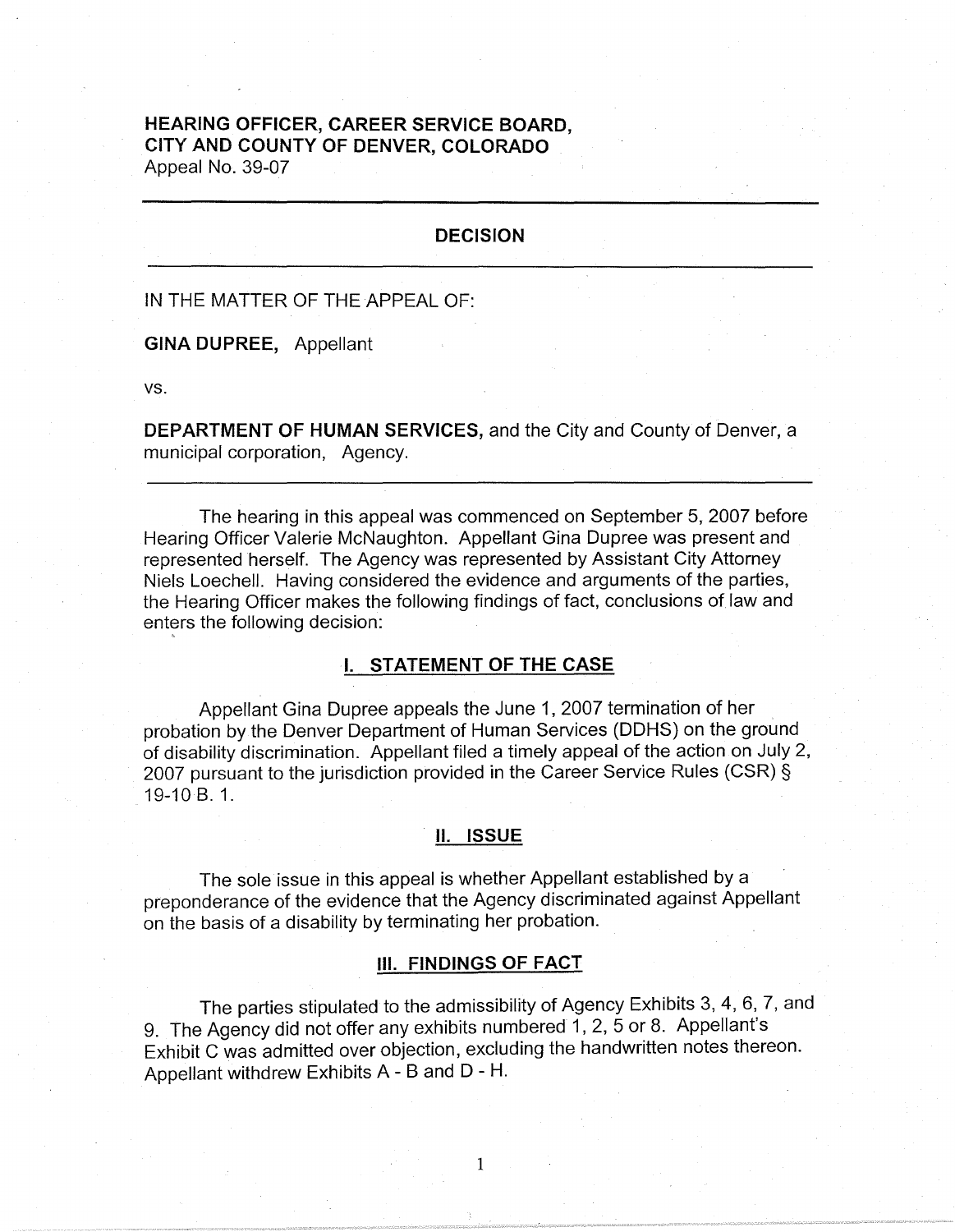**HEARING OFFICER, CAREER SERVICE BOARD, CITY AND COUNTY OF DENVER, COLORADO**
Appeal No. 39-07

---

## DECISION

---

IN THE MATTER OF THE APPEAL OF:

**GINA DUPREE,** Appellant

vs.

**DEPARTMENT OF HUMAN SERVICES,** and the City and County of Denver, a municipal corporation, Agency.

---

The hearing in this appeal was commenced on September 5, 2007 before Hearing Officer Valerie McNaughton. Appellant Gina Dupree was present and represented herself. The Agency was represented by Assistant City Attorney Niels Loechell. Having considered the evidence and arguments of the parties, the Hearing Officer makes the following findings of fact, conclusions of law and enters the following decision:

## I. STATEMENT OF THE CASE

Appellant Gina Dupree appeals the June 1, 2007 termination of her probation by the Denver Department of Human Services (DDHS) on the ground of disability discrimination. Appellant filed a timely appeal of the action on July 2, 2007 pursuant to the jurisdiction provided in the Career Service Rules (CSR) § 19-10 B. 1.

## II. ISSUE

The sole issue in this appeal is whether Appellant established by a preponderance of the evidence that the Agency discriminated against Appellant on the basis of a disability by terminating her probation.

## III. FINDINGS OF FACT

The parties stipulated to the admissibility of Agency Exhibits 3, 4, 6, 7, and 9. The Agency did not offer any exhibits numbered 1, 2, 5 or 8. Appellant's Exhibit C was admitted over objection, excluding the handwritten notes thereon. Appellant withdrew Exhibits A - B and D - H.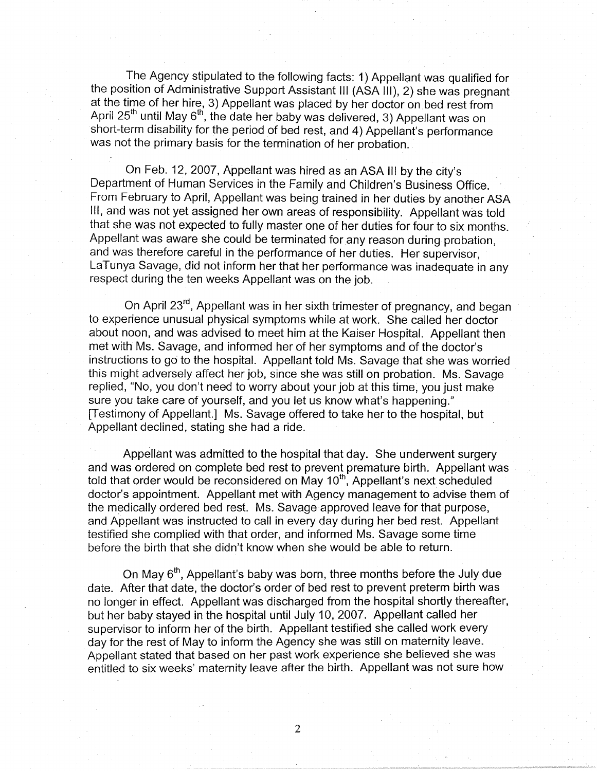The Agency stipulated to the following facts: 1) Appellant was qualified for the position of Administrative Support Assistant III (ASA III), 2) she was pregnant at the time of her hire, 3) Appellant was placed by her doctor on bed rest from April 25th until May 6th, the date her baby was delivered, 3) Appellant was on short-term disability for the period of bed rest, and 4) Appellant's performance was not the primary basis for the termination of her probation.

On Feb. 12, 2007, Appellant was hired as an ASA III by the city's Department of Human Services in the Family and Children's Business Office. From February to April, Appellant was being trained in her duties by another ASA III, and was not yet assigned her own areas of responsibility. Appellant was told that she was not expected to fully master one of her duties for four to six months. Appellant was aware she could be terminated for any reason during probation, and was therefore careful in the performance of her duties. Her supervisor, LaTunya Savage, did not inform her that her performance was inadequate in any respect during the ten weeks Appellant was on the job.

On April 23rd, Appellant was in her sixth trimester of pregnancy, and began to experience unusual physical symptoms while at work. She called her doctor about noon, and was advised to meet him at the Kaiser Hospital. Appellant then met with Ms. Savage, and informed her of her symptoms and of the doctor's instructions to go to the hospital. Appellant told Ms. Savage that she was worried this might adversely affect her job, since she was still on probation. Ms. Savage replied, "No, you don't need to worry about your job at this time, you just make sure you take care of yourself, and you let us know what's happening." [Testimony of Appellant.] Ms. Savage offered to take her to the hospital, but Appellant declined, stating she had a ride.

Appellant was admitted to the hospital that day. She underwent surgery and was ordered on complete bed rest to prevent premature birth. Appellant was told that order would be reconsidered on May 10th, Appellant's next scheduled doctor's appointment. Appellant met with Agency management to advise them of the medically ordered bed rest. Ms. Savage approved leave for that purpose, and Appellant was instructed to call in every day during her bed rest. Appellant testified she complied with that order, and informed Ms. Savage some time before the birth that she didn't know when she would be able to return.

On May 6th, Appellant's baby was born, three months before the July due date. After that date, the doctor's order of bed rest to prevent preterm birth was no longer in effect. Appellant was discharged from the hospital shortly thereafter, but her baby stayed in the hospital until July 10, 2007. Appellant called her supervisor to inform her of the birth. Appellant testified she called work every day for the rest of May to inform the Agency she was still on maternity leave. Appellant stated that based on her past work experience she believed she was entitled to six weeks' maternity leave after the birth. Appellant was not sure how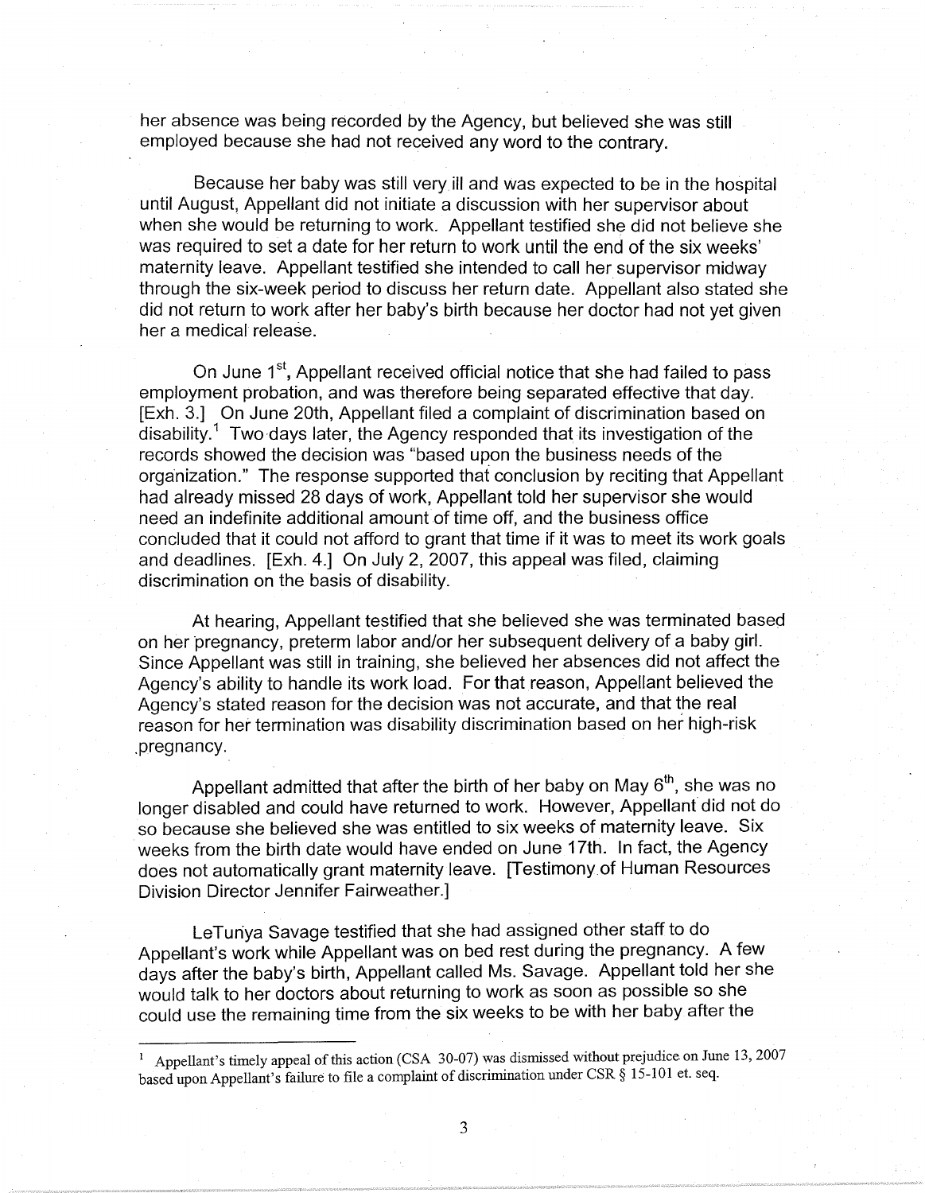her absence was being recorded by the Agency, but believed she was still employed because she had not received any word to the contrary.

Because her baby was still very ill and was expected to be in the hospital until August, Appellant did not initiate a discussion with her supervisor about when she would be returning to work. Appellant testified she did not believe she was required to set a date for her return to work until the end of the six weeks' maternity leave. Appellant testified she intended to call her supervisor midway through the six-week period to discuss her return date. Appellant also stated she did not return to work after her baby's birth because her doctor had not yet given her a medical release.

On June 1st, Appellant received official notice that she had failed to pass employment probation, and was therefore being separated effective that day. [Exh. 3.] On June 20th, Appellant filed a complaint of discrimination based on disability.[1] Two days later, the Agency responded that its investigation of the records showed the decision was "based upon the business needs of the organization." The response supported that conclusion by reciting that Appellant had already missed 28 days of work, Appellant told her supervisor she would need an indefinite additional amount of time off, and the business office concluded that it could not afford to grant that time if it was to meet its work goals and deadlines. [Exh. 4.] On July 2, 2007, this appeal was filed, claiming discrimination on the basis of disability.

At hearing, Appellant testified that she believed she was terminated based on her pregnancy, preterm labor and/or her subsequent delivery of a baby girl. Since Appellant was still in training, she believed her absences did not affect the Agency's ability to handle its work load. For that reason, Appellant believed the Agency's stated reason for the decision was not accurate, and that the real reason for her termination was disability discrimination based on her high-risk pregnancy.

Appellant admitted that after the birth of her baby on May 6th, she was no longer disabled and could have returned to work. However, Appellant did not do so because she believed she was entitled to six weeks of maternity leave. Six weeks from the birth date would have ended on June 17th. In fact, the Agency does not automatically grant maternity leave. [Testimony of Human Resources Division Director Jennifer Fairweather.]

LeTunya Savage testified that she had assigned other staff to do Appellant's work while Appellant was on bed rest during the pregnancy. A few days after the baby's birth, Appellant called Ms. Savage. Appellant told her she would talk to her doctors about returning to work as soon as possible so she could use the remaining time from the six weeks to be with her baby after the

[1] Appellant's timely appeal of this action (CSA 30-07) was dismissed without prejudice on June 13, 2007 based upon Appellant's failure to file a complaint of discrimination under CSR § 15-101 et. seq.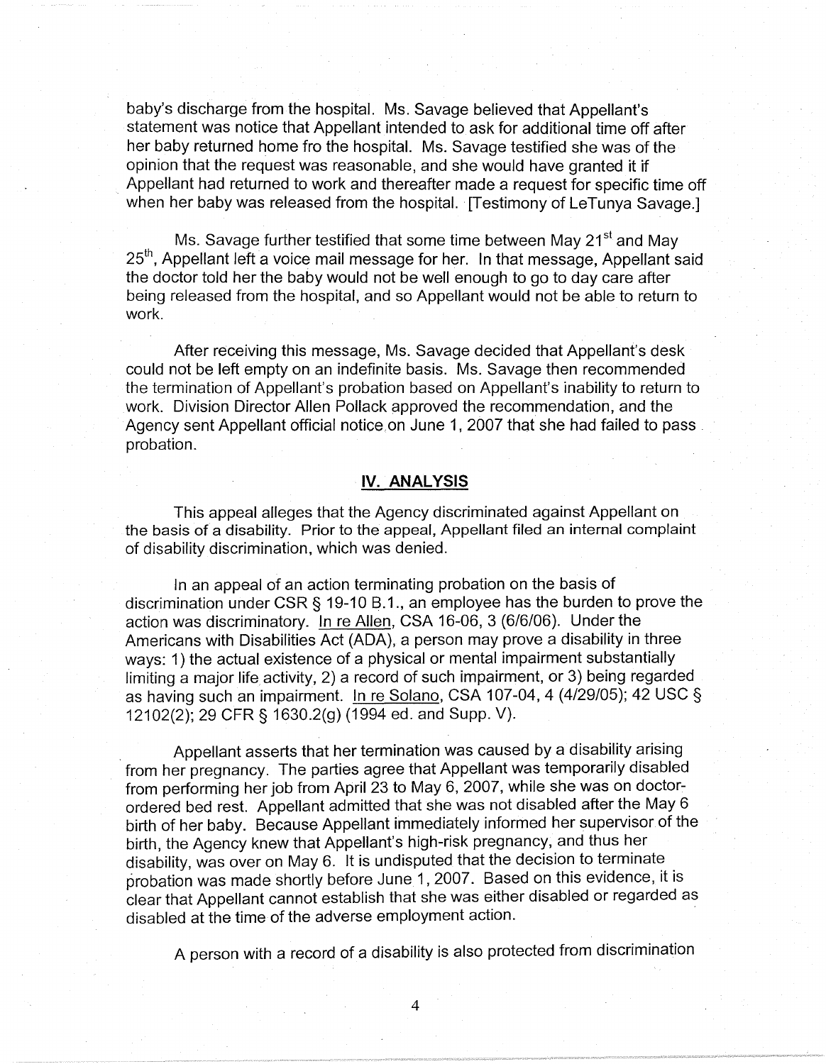baby's discharge from the hospital. Ms. Savage believed that Appellant's statement was notice that Appellant intended to ask for additional time off after her baby returned home fro the hospital. Ms. Savage testified she was of the opinion that the request was reasonable, and she would have granted it if Appellant had returned to work and thereafter made a request for specific time off when her baby was released from the hospital. [Testimony of LeTunya Savage.]

Ms. Savage further testified that some time between May 21st and May 25th, Appellant left a voice mail message for her. In that message, Appellant said the doctor told her the baby would not be well enough to go to day care after being released from the hospital, and so Appellant would not be able to return to work.

After receiving this message, Ms. Savage decided that Appellant's desk could not be left empty on an indefinite basis. Ms. Savage then recommended the termination of Appellant's probation based on Appellant's inability to return to work. Division Director Allen Pollack approved the recommendation, and the Agency sent Appellant official notice on June 1, 2007 that she had failed to pass probation.

## IV. ANALYSIS

This appeal alleges that the Agency discriminated against Appellant on the basis of a disability. Prior to the appeal, Appellant filed an internal complaint of disability discrimination, which was denied.

In an appeal of an action terminating probation on the basis of discrimination under CSR § 19-10 B.1., an employee has the burden to prove the action was discriminatory. In re Allen, CSA 16-06, 3 (6/6/06). Under the Americans with Disabilities Act (ADA), a person may prove a disability in three ways: 1) the actual existence of a physical or mental impairment substantially limiting a major life activity, 2) a record of such impairment, or 3) being regarded as having such an impairment. In re Solano, CSA 107-04, 4 (4/29/05); 42 USC § 12102(2); 29 CFR § 1630.2(g) (1994 ed. and Supp. V).

Appellant asserts that her termination was caused by a disability arising from her pregnancy. The parties agree that Appellant was temporarily disabled from performing her job from April 23 to May 6, 2007, while she was on doctor-ordered bed rest. Appellant admitted that she was not disabled after the May 6 birth of her baby. Because Appellant immediately informed her supervisor of the birth, the Agency knew that Appellant's high-risk pregnancy, and thus her disability, was over on May 6. It is undisputed that the decision to terminate probation was made shortly before June 1, 2007. Based on this evidence, it is clear that Appellant cannot establish that she was either disabled or regarded as disabled at the time of the adverse employment action.

A person with a record of a disability is also protected from discrimination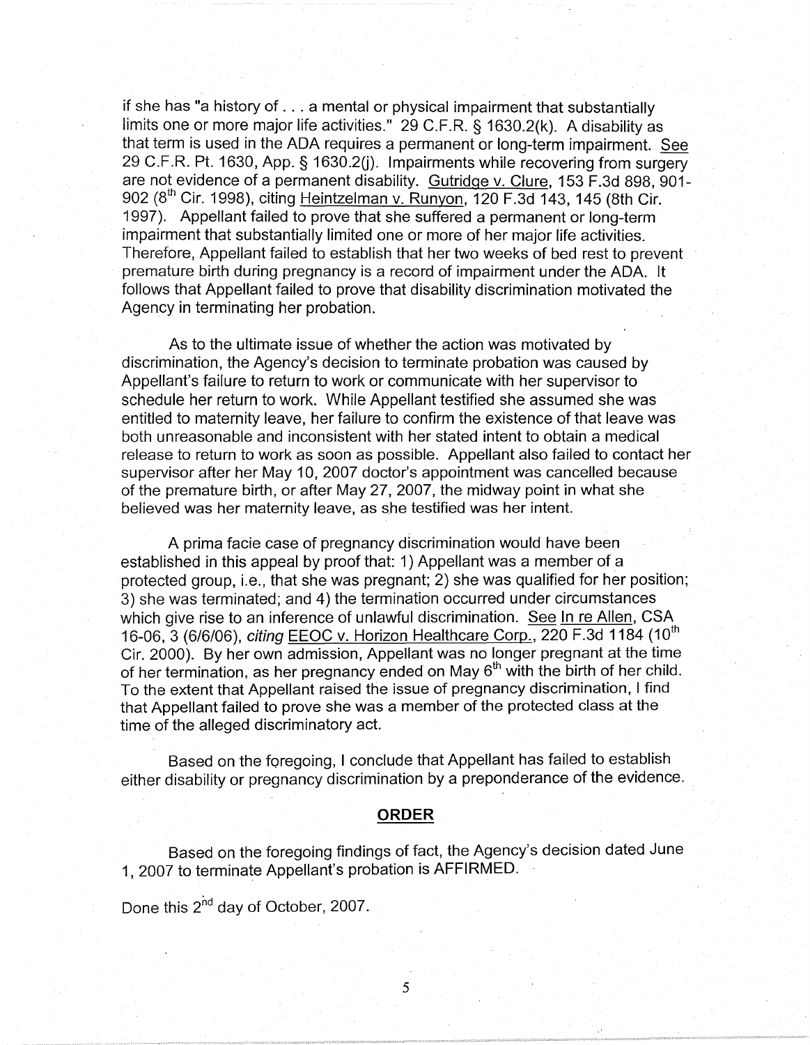if she has "a history of . . . a mental or physical impairment that substantially limits one or more major life activities." 29 C.F.R. § 1630.2(k). A disability as that term is used in the ADA requires a permanent or long-term impairment. See 29 C.F.R. Pt. 1630, App. § 1630.2(j). Impairments while recovering from surgery are not evidence of a permanent disability. Gutridge v. Clure, 153 F.3d 898, 901-902 (8th Cir. 1998), citing Heintzelman v. Runyon, 120 F.3d 143, 145 (8th Cir. 1997). Appellant failed to prove that she suffered a permanent or long-term impairment that substantially limited one or more of her major life activities. Therefore, Appellant failed to establish that her two weeks of bed rest to prevent premature birth during pregnancy is a record of impairment under the ADA. It follows that Appellant failed to prove that disability discrimination motivated the Agency in terminating her probation.

As to the ultimate issue of whether the action was motivated by discrimination, the Agency's decision to terminate probation was caused by Appellant's failure to return to work or communicate with her supervisor to schedule her return to work. While Appellant testified she assumed she was entitled to maternity leave, her failure to confirm the existence of that leave was both unreasonable and inconsistent with her stated intent to obtain a medical release to return to work as soon as possible. Appellant also failed to contact her supervisor after her May 10, 2007 doctor's appointment was cancelled because of the premature birth, or after May 27, 2007, the midway point in what she believed was her maternity leave, as she testified was her intent.

A prima facie case of pregnancy discrimination would have been established in this appeal by proof that: 1) Appellant was a member of a protected group, i.e., that she was pregnant; 2) she was qualified for her position; 3) she was terminated; and 4) the termination occurred under circumstances which give rise to an inference of unlawful discrimination. See In re Allen, CSA 16-06, 3 (6/6/06), *citing* EEOC v. Horizon Healthcare Corp., 220 F.3d 1184 (10th Cir. 2000). By her own admission, Appellant was no longer pregnant at the time of her termination, as her pregnancy ended on May 6th with the birth of her child. To the extent that Appellant raised the issue of pregnancy discrimination, I find that Appellant failed to prove she was a member of the protected class at the time of the alleged discriminatory act.

Based on the foregoing, I conclude that Appellant has failed to establish either disability or pregnancy discrimination by a preponderance of the evidence.

## ORDER

Based on the foregoing findings of fact, the Agency's decision dated June 1, 2007 to terminate Appellant's probation is AFFIRMED.

Done this 2nd day of October, 2007.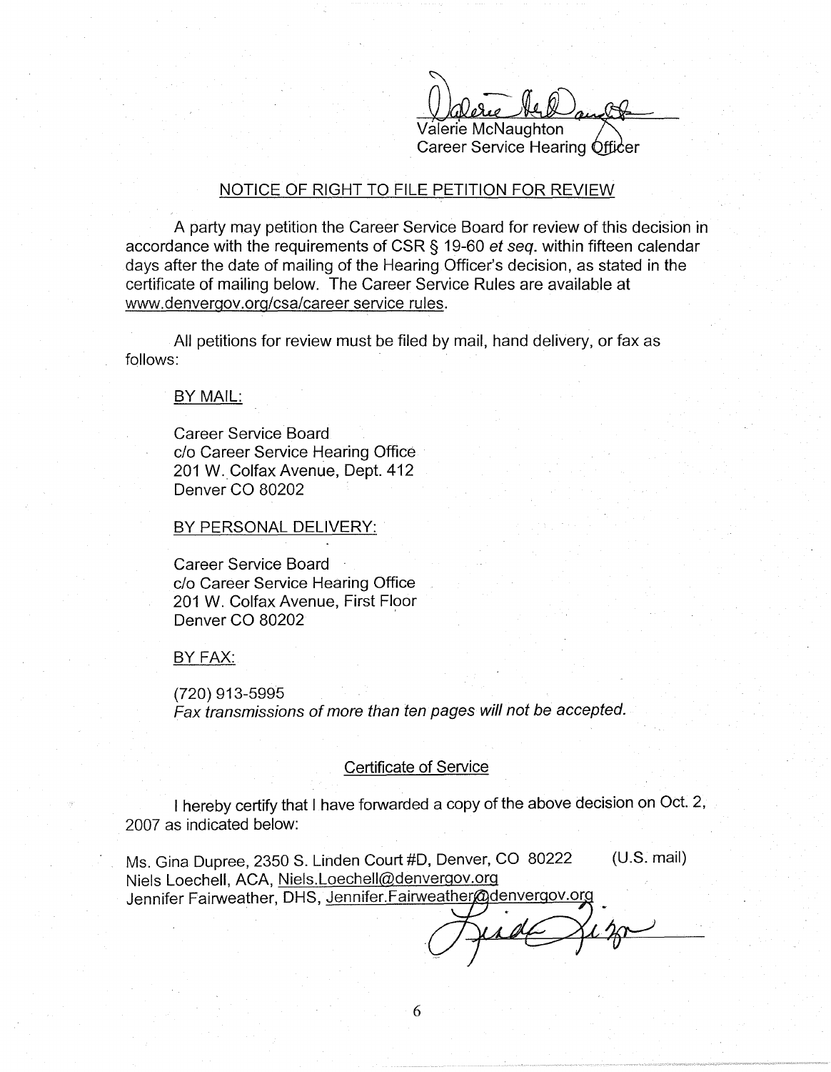Valerie McNaughton
Career Service Hearing Officer

## NOTICE OF RIGHT TO FILE PETITION FOR REVIEW

A party may petition the Career Service Board for review of this decision in accordance with the requirements of CSR § 19-60 *et seq.* within fifteen calendar days after the date of mailing of the Hearing Officer's decision, as stated in the certificate of mailing below. The Career Service Rules are available at www.denvergov.org/csa/career service rules.

All petitions for review must be filed by mail, hand delivery, or fax as follows:

BY MAIL:

Career Service Board
c/o Career Service Hearing Office
201 W. Colfax Avenue, Dept. 412
Denver CO 80202

BY PERSONAL DELIVERY:

Career Service Board
c/o Career Service Hearing Office
201 W. Colfax Avenue, First Floor
Denver CO 80202

BY FAX:

(720) 913-5995
*Fax transmissions of more than ten pages will not be accepted.*

## Certificate of Service

I hereby certify that I have forwarded a copy of the above decision on Oct. 2, 2007 as indicated below:

Ms. Gina Dupree, 2350 S. Linden Court #D, Denver, CO 80222 (U.S. mail)
Niels Loechell, ACA, Niels.Loechell@denvergov.org
Jennifer Fairweather, DHS, Jennifer.Fairweather@denvergov.org